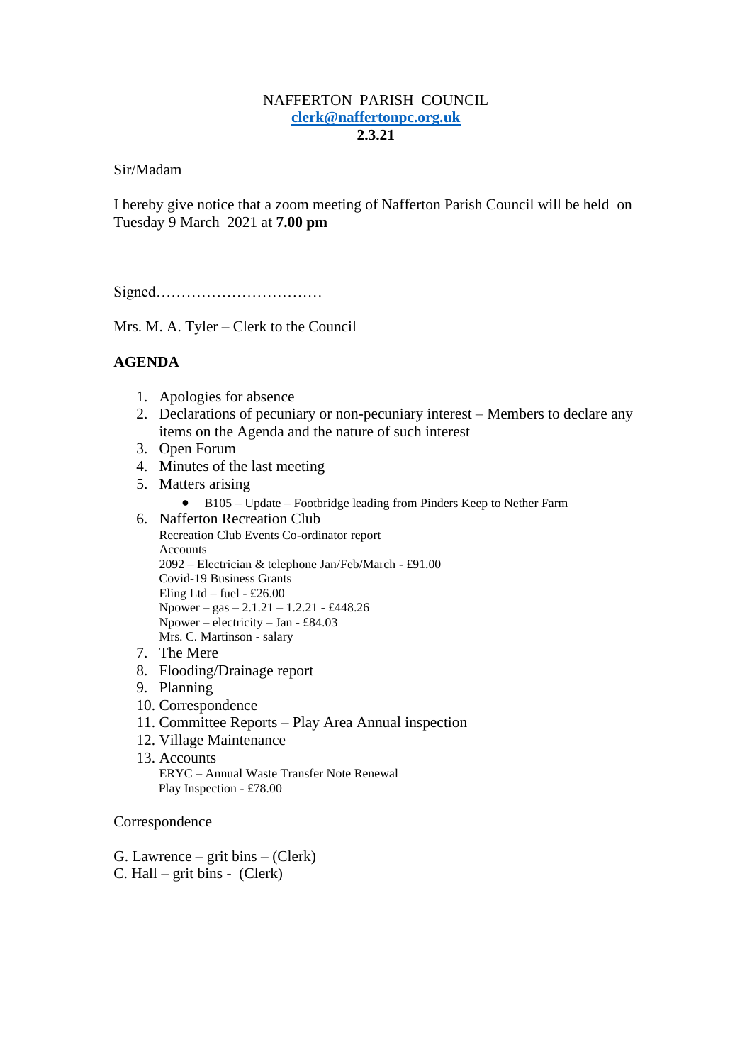NAFFERTON PARISH COUNCIL
**clerk@naffertonpc.org.uk**
**2.3.21**

Sir/Madam

I hereby give notice that a zoom meeting of Nafferton Parish Council will be held on Tuesday 9 March 2021 at **7.00 pm**

Signed……………………………

Mrs. M. A. Tyler – Clerk to the Council

**AGENDA**

1. Apologies for absence
2. Declarations of pecuniary or non-pecuniary interest – Members to declare any items on the Agenda and the nature of such interest
3. Open Forum
4. Minutes of the last meeting
5. Matters arising
   - B105 – Update – Footbridge leading from Pinders Keep to Nether Farm
6. Nafferton Recreation Club
   Recreation Club Events Co-ordinator report
   Accounts
   2092 – Electrician & telephone Jan/Feb/March - £91.00
   Covid-19 Business Grants
   Eling Ltd – fuel - £26.00
   Npower – gas – 2.1.21 – 1.2.21 - £448.26
   Npower – electricity – Jan - £84.03
   Mrs. C. Martinson - salary
7. The Mere
8. Flooding/Drainage report
9. Planning
10. Correspondence
11. Committee Reports – Play Area Annual inspection
12. Village Maintenance
13. Accounts
    ERYC – Annual Waste Transfer Note Renewal
    Play Inspection - £78.00

Correspondence

G. Lawrence – grit bins – (Clerk)
C. Hall – grit bins - (Clerk)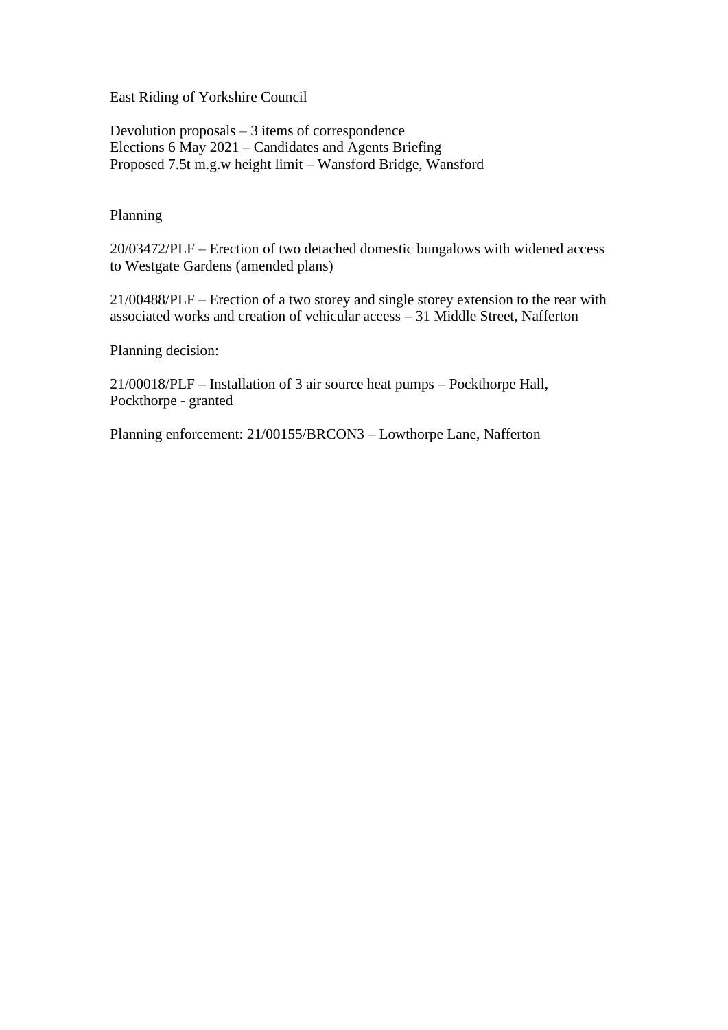East Riding of Yorkshire Council

Devolution proposals – 3 items of correspondence
Elections 6 May 2021 – Candidates and Agents Briefing
Proposed 7.5t m.g.w height limit – Wansford Bridge, Wansford

<u>Planning</u>

20/03472/PLF – Erection of two detached domestic bungalows with widened access to Westgate Gardens (amended plans)

21/00488/PLF – Erection of a two storey and single storey extension to the rear with associated works and creation of vehicular access – 31 Middle Street, Nafferton

Planning decision:

21/00018/PLF – Installation of 3 air source heat pumps – Pockthorpe Hall, Pockthorpe - granted

Planning enforcement: 21/00155/BRCON3 – Lowthorpe Lane, Nafferton